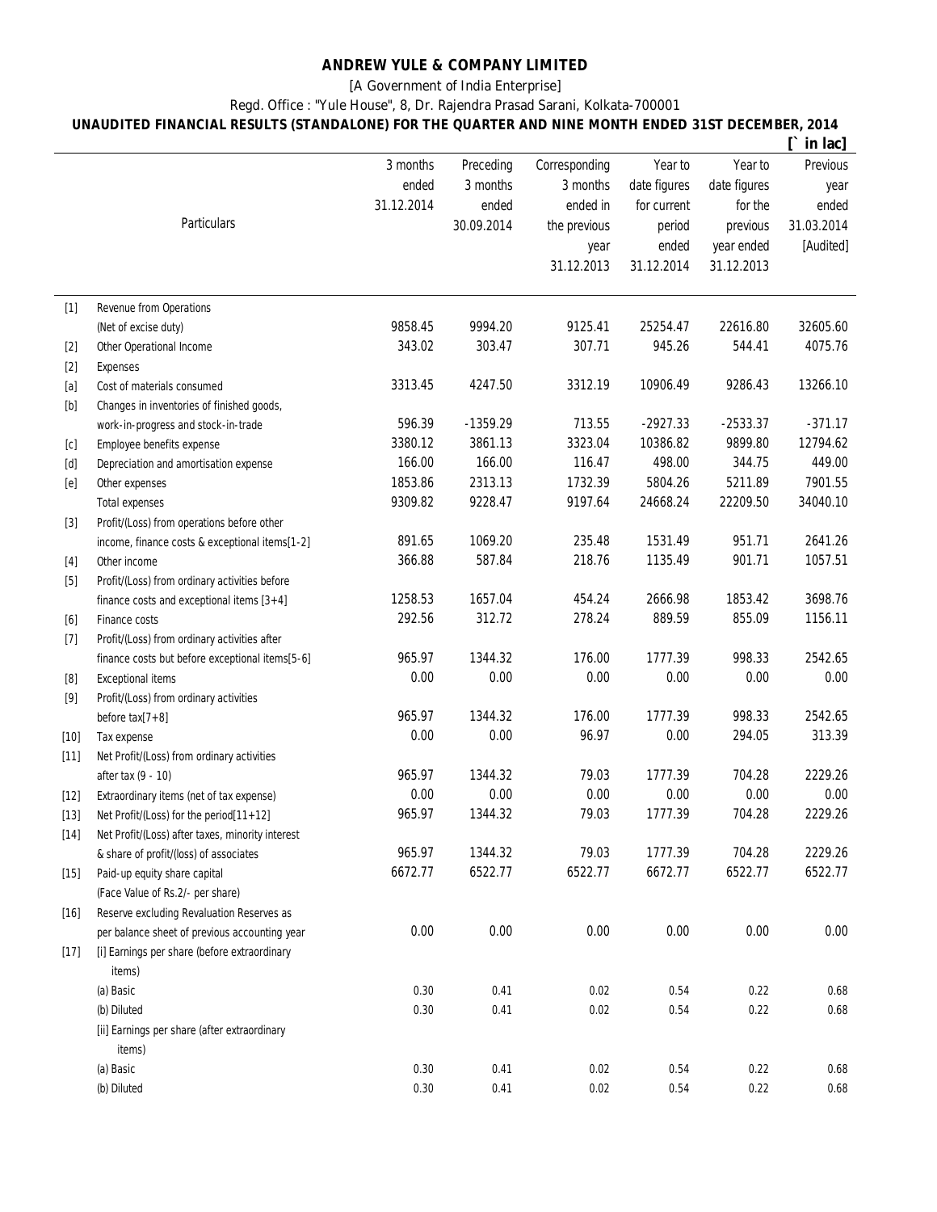**ANDREW YULE & COMPANY LIMITED**

[A Government of India Enterprise]

Regd. Office : "Yule House", 8, Dr. Rajendra Prasad Sarani, Kolkata-700001

**UNAUDITED FINANCIAL RESULTS (STANDALONE) FOR THE QUARTER AND NINE MONTH ENDED 31ST DECEMBER, 2014**

[` in lac]

| | Particulars | 3 months ended 31.12.2014 | Preceding 3 months ended 30.09.2014 | Corresponding 3 months ended in the previous year 31.12.2013 | Year to date figures for current period ended 31.12.2014 | Year to date figures for the previous year ended 31.12.2013 | Previous year ended 31.03.2014 [Audited] |
|---|---|---|---|---|---|---|---|
| [1] | Revenue from Operations (Net of excise duty) | 9858.45 | 9994.20 | 9125.41 | 25254.47 | 22616.80 | 32605.60 |
| [2] | Other Operational Income | 343.02 | 303.47 | 307.71 | 945.26 | 544.41 | 4075.76 |
| [2] | Expenses | | | | | | |
| [a] | Cost of materials consumed | 3313.45 | 4247.50 | 3312.19 | 10906.49 | 9286.43 | 13266.10 |
| [b] | Changes in inventories of finished goods, work-in-progress and stock-in-trade | 596.39 | -1359.29 | 713.55 | -2927.33 | -2533.37 | -371.17 |
| [c] | Employee benefits expense | 3380.12 | 3861.13 | 3323.04 | 10386.82 | 9899.80 | 12794.62 |
| [d] | Depreciation and amortisation expense | 166.00 | 166.00 | 116.47 | 498.00 | 344.75 | 449.00 |
| [e] | Other expenses | 1853.86 | 2313.13 | 1732.39 | 5804.26 | 5211.89 | 7901.55 |
| | Total expenses | 9309.82 | 9228.47 | 9197.64 | 24668.24 | 22209.50 | 34040.10 |
| [3] | Profit/(Loss) from operations before other income, finance costs & exceptional items[1-2] | 891.65 | 1069.20 | 235.48 | 1531.49 | 951.71 | 2641.26 |
| [4] | Other income | 366.88 | 587.84 | 218.76 | 1135.49 | 901.71 | 1057.51 |
| [5] | Profit/(Loss) from ordinary activities before finance costs and exceptional items [3+4] | 1258.53 | 1657.04 | 454.24 | 2666.98 | 1853.42 | 3698.76 |
| [6] | Finance costs | 292.56 | 312.72 | 278.24 | 889.59 | 855.09 | 1156.11 |
| [7] | Profit/(Loss) from ordinary activities after finance costs but before exceptional items[5-6] | 965.97 | 1344.32 | 176.00 | 1777.39 | 998.33 | 2542.65 |
| [8] | Exceptional items | 0.00 | 0.00 | 0.00 | 0.00 | 0.00 | 0.00 |
| [9] | Profit/(Loss) from ordinary activities before tax[7+8] | 965.97 | 1344.32 | 176.00 | 1777.39 | 998.33 | 2542.65 |
| [10] | Tax expense | 0.00 | 0.00 | 96.97 | 0.00 | 294.05 | 313.39 |
| [11] | Net Profit/(Loss) from ordinary activities after tax (9 - 10) | 965.97 | 1344.32 | 79.03 | 1777.39 | 704.28 | 2229.26 |
| [12] | Extraordinary items (net of tax expense) | 0.00 | 0.00 | 0.00 | 0.00 | 0.00 | 0.00 |
| [13] | Net Profit/(Loss) for the period[11+12] | 965.97 | 1344.32 | 79.03 | 1777.39 | 704.28 | 2229.26 |
| [14] | Net Profit/(Loss) after taxes, minority interest & share of profit/(loss) of associates | 965.97 | 1344.32 | 79.03 | 1777.39 | 704.28 | 2229.26 |
| [15] | Paid-up equity share capital (Face Value of Rs.2/- per share) | 6672.77 | 6522.77 | 6522.77 | 6672.77 | 6522.77 | 6522.77 |
| [16] | Reserve excluding Revaluation Reserves as per balance sheet of previous accounting year | 0.00 | 0.00 | 0.00 | 0.00 | 0.00 | 0.00 |
| [17] | [i] Earnings per share (before extraordinary items) | | | | | | |
| | (a) Basic | 0.30 | 0.41 | 0.02 | 0.54 | 0.22 | 0.68 |
| | (b) Diluted | 0.30 | 0.41 | 0.02 | 0.54 | 0.22 | 0.68 |
| | [ii] Earnings per share (after extraordinary items) | | | | | | |
| | (a) Basic | 0.30 | 0.41 | 0.02 | 0.54 | 0.22 | 0.68 |
| | (b) Diluted | 0.30 | 0.41 | 0.02 | 0.54 | 0.22 | 0.68 |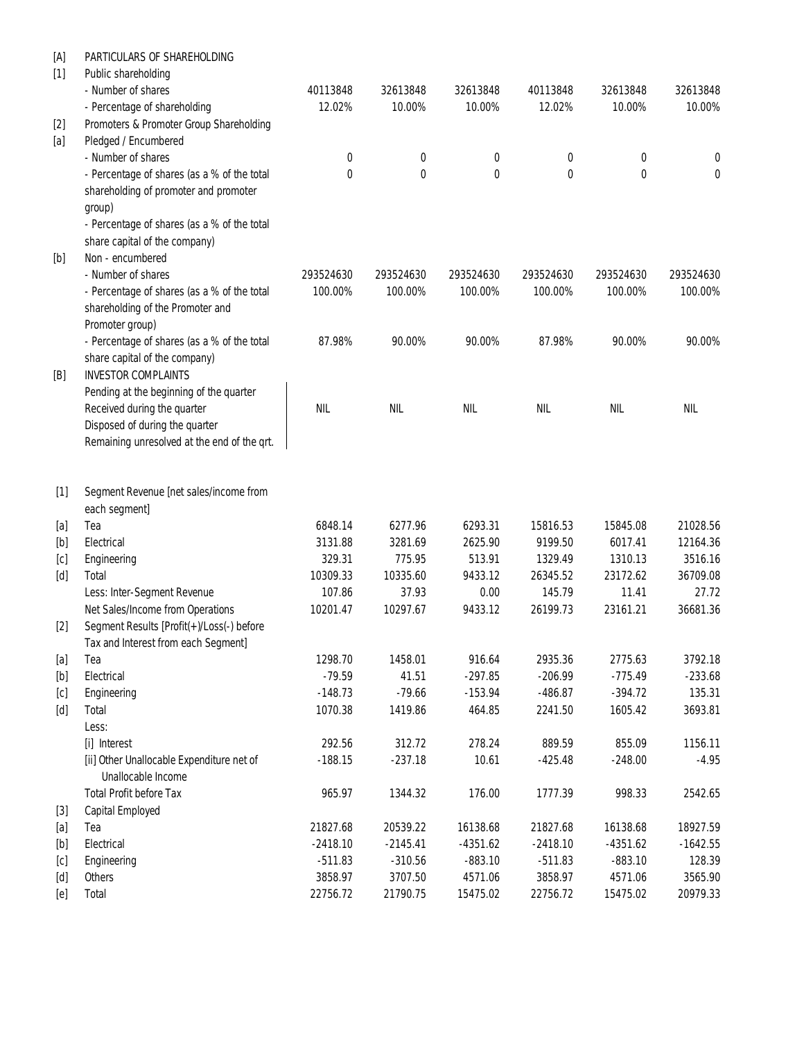| | | | | | | | |
|---|---|---|---|---|---|---|---|
| [A] | PARTICULARS OF SHAREHOLDING | | | | | | |
| [1] | Public shareholding | | | | | | |
| | - Number of shares | 40113848 | 32613848 | 32613848 | 40113848 | 32613848 | 32613848 |
| | - Percentage of shareholding | 12.02% | 10.00% | 10.00% | 12.02% | 10.00% | 10.00% |
| [2] | Promoters & Promoter Group Shareholding | | | | | | |
| [a] | Pledged / Encumbered | | | | | | |
| | - Number of shares | 0 | 0 | 0 | 0 | 0 | 0 |
| | - Percentage of shares (as a % of the total shareholding of promoter and promoter group) | 0 | 0 | 0 | 0 | 0 | 0 |
| | - Percentage of shares (as a % of the total share capital of the company) | | | | | | |
| [b] | Non - encumbered | | | | | | |
| | - Number of shares | 293524630 | 293524630 | 293524630 | 293524630 | 293524630 | 293524630 |
| | - Percentage of shares (as a % of the total shareholding of the Promoter and Promoter group) | 100.00% | 100.00% | 100.00% | 100.00% | 100.00% | 100.00% |
| | - Percentage of shares (as a % of the total share capital of the company) | 87.98% | 90.00% | 90.00% | 87.98% | 90.00% | 90.00% |
| [B] | INVESTOR COMPLAINTS | | | | | | |
| | Pending at the beginning of the quarter<br>Received during the quarter<br>Disposed of during the quarter<br>Remaining unresolved at the end of the qrt. | NIL | NIL | NIL | NIL | NIL | NIL |

| | | | | | | | |
|---|---|---|---|---|---|---|---|
| [1] | Segment Revenue [net sales/income from each segment] | | | | | | |
| [a] | Tea | 6848.14 | 6277.96 | 6293.31 | 15816.53 | 15845.08 | 21028.56 |
| [b] | Electrical | 3131.88 | 3281.69 | 2625.90 | 9199.50 | 6017.41 | 12164.36 |
| [c] | Engineering | 329.31 | 775.95 | 513.91 | 1329.49 | 1310.13 | 3516.16 |
| [d] | Total | 10309.33 | 10335.60 | 9433.12 | 26345.52 | 23172.62 | 36709.08 |
| | Less: Inter-Segment Revenue | 107.86 | 37.93 | 0.00 | 145.79 | 11.41 | 27.72 |
| | Net Sales/Income from Operations | 10201.47 | 10297.67 | 9433.12 | 26199.73 | 23161.21 | 36681.36 |
| [2] | Segment Results [Profit(+)/Loss(-) before Tax and Interest from each Segment] | | | | | | |
| [a] | Tea | 1298.70 | 1458.01 | 916.64 | 2935.36 | 2775.63 | 3792.18 |
| [b] | Electrical | -79.59 | 41.51 | -297.85 | -206.99 | -775.49 | -233.68 |
| [c] | Engineering | -148.73 | -79.66 | -153.94 | -486.87 | -394.72 | 135.31 |
| [d] | Total | 1070.38 | 1419.86 | 464.85 | 2241.50 | 1605.42 | 3693.81 |
| | Less: | | | | | | |
| | [i] Interest | 292.56 | 312.72 | 278.24 | 889.59 | 855.09 | 1156.11 |
| | [ii] Other Unallocable Expenditure net of Unallocable Income | -188.15 | -237.18 | 10.61 | -425.48 | -248.00 | -4.95 |
| | Total Profit before Tax | 965.97 | 1344.32 | 176.00 | 1777.39 | 998.33 | 2542.65 |
| [3] | Capital Employed | | | | | | |
| [a] | Tea | 21827.68 | 20539.22 | 16138.68 | 21827.68 | 16138.68 | 18927.59 |
| [b] | Electrical | -2418.10 | -2145.41 | -4351.62 | -2418.10 | -4351.62 | -1642.55 |
| [c] | Engineering | -511.83 | -310.56 | -883.10 | -511.83 | -883.10 | 128.39 |
| [d] | Others | 3858.97 | 3707.50 | 4571.06 | 3858.97 | 4571.06 | 3565.90 |
| [e] | Total | 22756.72 | 21790.75 | 15475.02 | 22756.72 | 15475.02 | 20979.33 |